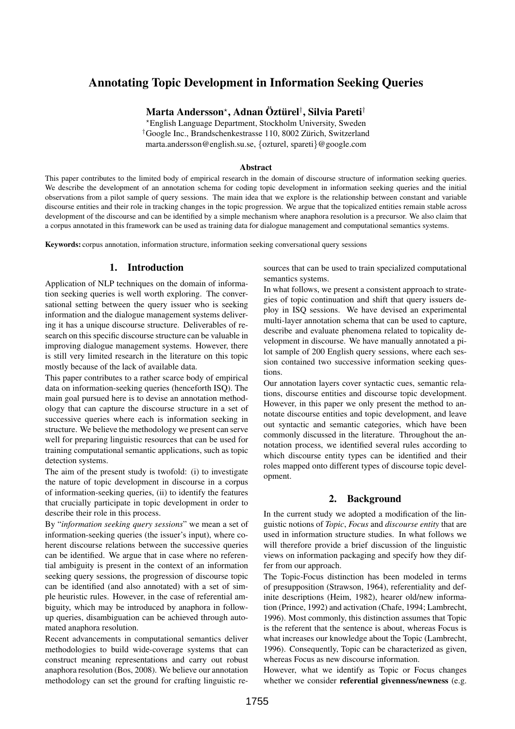# Annotating Topic Development in Information Seeking Queries

**Marta Andersson[⋆], Adnan Öztürel[†], Silvia Pareti[†]**

[⋆]English Language Department, Stockholm University, Sweden
[†]Google Inc., Brandschenkestrasse 110, 8002 Zürich, Switzerland
marta.andersson@english.su.se, {ozturel, spareti}@google.com

### Abstract

This paper contributes to the limited body of empirical research in the domain of discourse structure of information seeking queries. We describe the development of an annotation schema for coding topic development in information seeking queries and the initial observations from a pilot sample of query sessions. The main idea that we explore is the relationship between constant and variable discourse entities and their role in tracking changes in the topic progression. We argue that the topicalized entities remain stable across development of the discourse and can be identified by a simple mechanism where anaphora resolution is a precursor. We also claim that a corpus annotated in this framework can be used as training data for dialogue management and computational semantics systems.

**Keywords:** corpus annotation, information structure, information seeking conversational query sessions

## 1. Introduction

Application of NLP techniques on the domain of information seeking queries is well worth exploring. The conversational setting between the query issuer who is seeking information and the dialogue management systems delivering it has a unique discourse structure. Deliverables of research on this specific discourse structure can be valuable in improving dialogue management systems. However, there is still very limited research in the literature on this topic mostly because of the lack of available data.

This paper contributes to a rather scarce body of empirical data on information-seeking queries (henceforth ISQ). The main goal pursued here is to devise an annotation methodology that can capture the discourse structure in a set of successive queries where each is information seeking in structure. We believe the methodology we present can serve well for preparing linguistic resources that can be used for training computational semantic applications, such as topic detection systems.

The aim of the present study is twofold: (i) to investigate the nature of topic development in discourse in a corpus of information-seeking queries, (ii) to identify the features that crucially participate in topic development in order to describe their role in this process.

By "*information seeking query sessions*" we mean a set of information-seeking queries (the issuer's input), where coherent discourse relations between the successive queries can be identified. We argue that in case where no referential ambiguity is present in the context of an information seeking query sessions, the progression of discourse topic can be identified (and also annotated) with a set of simple heuristic rules. However, in the case of referential ambiguity, which may be introduced by anaphora in follow-up queries, disambiguation can be achieved through automated anaphora resolution.

Recent advancements in computational semantics deliver methodologies to build wide-coverage systems that can construct meaning representations and carry out robust anaphora resolution (Bos, 2008). We believe our annotation methodology can set the ground for crafting linguistic resources that can be used to train specialized computational semantics systems.

In what follows, we present a consistent approach to strategies of topic continuation and shift that query issuers deploy in ISQ sessions. We have devised an experimental multi-layer annotation schema that can be used to capture, describe and evaluate phenomena related to topicality development in discourse. We have manually annotated a pilot sample of 200 English query sessions, where each session contained two successive information seeking questions.

Our annotation layers cover syntactic cues, semantic relations, discourse entities and discourse topic development. However, in this paper we only present the method to annotate discourse entities and topic development, and leave out syntactic and semantic categories, which have been commonly discussed in the literature. Throughout the annotation process, we identified several rules according to which discourse entity types can be identified and their roles mapped onto different types of discourse topic development.

## 2. Background

In the current study we adopted a modification of the linguistic notions of *Topic*, *Focus* and *discourse entity* that are used in information structure studies. In what follows we will therefore provide a brief discussion of the linguistic views on information packaging and specify how they differ from our approach.

The Topic-Focus distinction has been modeled in terms of presupposition (Strawson, 1964), referentiality and definite descriptions (Heim, 1982), hearer old/new information (Prince, 1992) and activation (Chafe, 1994; Lambrecht, 1996). Most commonly, this distinction assumes that Topic is the referent that the sentence is about, whereas Focus is what increases our knowledge about the Topic (Lambrecht, 1996). Consequently, Topic can be characterized as given, whereas Focus as new discourse information.

However, what we identify as Topic or Focus changes whether we consider **referential givenness/newness** (e.g.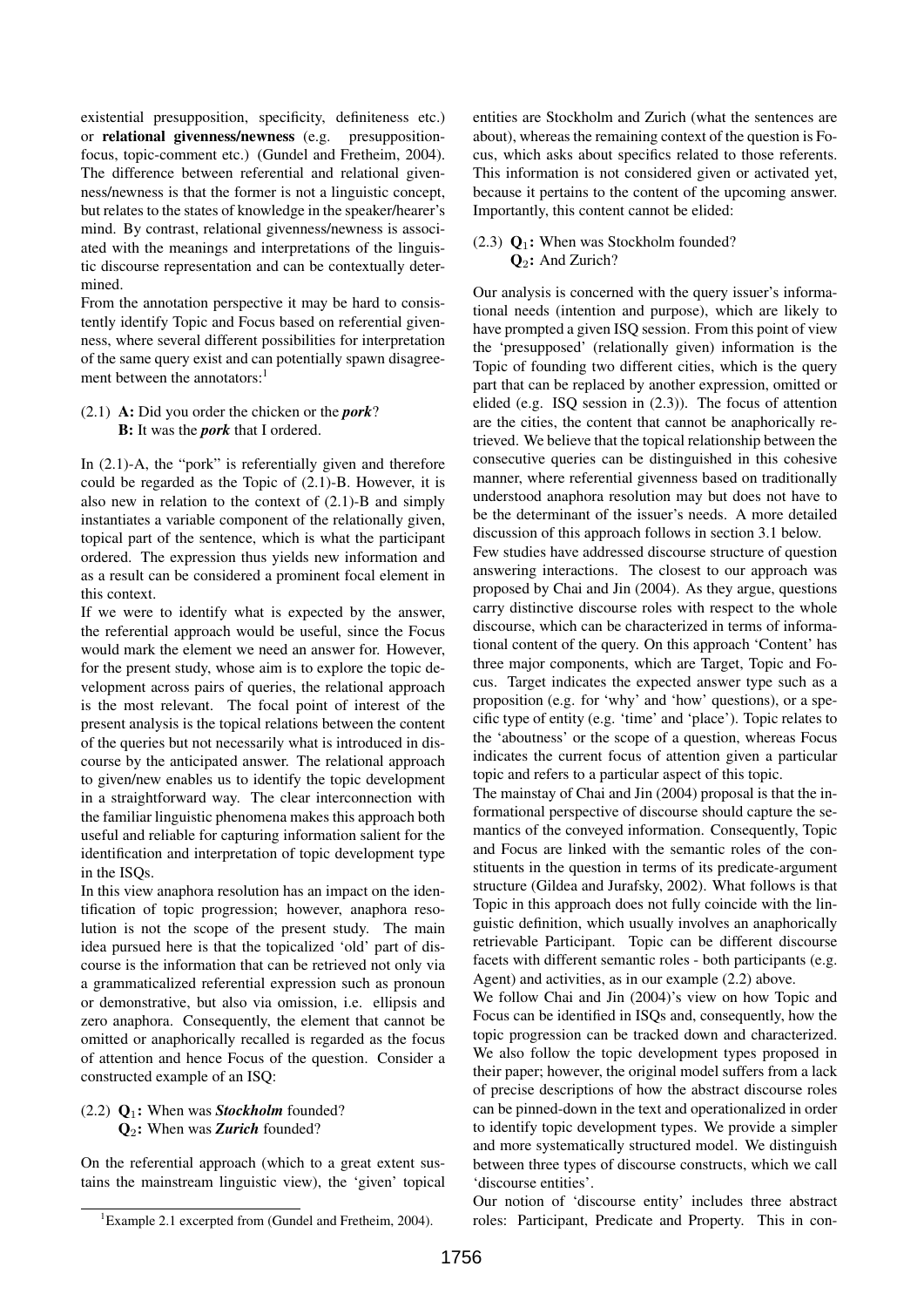existential presupposition, specificity, definiteness etc.) or **relational givenness/newness** (e.g. presupposition-focus, topic-comment etc.) (Gundel and Fretheim, 2004). The difference between referential and relational givenness/newness is that the former is not a linguistic concept, but relates to the states of knowledge in the speaker/hearer's mind. By contrast, relational givenness/newness is associated with the meanings and interpretations of the linguistic discourse representation and can be contextually determined.

From the annotation perspective it may be hard to consistently identify Topic and Focus based on referential givenness, where several different possibilities for interpretation of the same query exist and can potentially spawn disagreement between the annotators:[1]

(2.1) **A:** Did you order the chicken or the ***pork***?
**B:** It was the ***pork*** that I ordered.

In (2.1)-A, the "pork" is referentially given and therefore could be regarded as the Topic of (2.1)-B. However, it is also new in relation to the context of (2.1)-B and simply instantiates a variable component of the relationally given, topical part of the sentence, which is what the participant ordered. The expression thus yields new information and as a result can be considered a prominent focal element in this context.

If we were to identify what is expected by the answer, the referential approach would be useful, since the Focus would mark the element we need an answer for. However, for the present study, whose aim is to explore the topic development across pairs of queries, the relational approach is the most relevant. The focal point of interest of the present analysis is the topical relations between the content of the queries but not necessarily what is introduced in discourse by the anticipated answer. The relational approach to given/new enables us to identify the topic development in a straightforward way. The clear interconnection with the familiar linguistic phenomena makes this approach both useful and reliable for capturing information salient for the identification and interpretation of topic development type in the ISQs.

In this view anaphora resolution has an impact on the identification of topic progression; however, anaphora resolution is not the scope of the present study. The main idea pursued here is that the topicalized 'old' part of discourse is the information that can be retrieved not only via a grammaticalized referential expression such as pronoun or demonstrative, but also via omission, i.e. ellipsis and zero anaphora. Consequently, the element that cannot be omitted or anaphorically recalled is regarded as the focus of attention and hence Focus of the question. Consider a constructed example of an ISQ:

(2.2) **Q$_1$:** When was ***Stockholm*** founded?
**Q$_2$:** When was ***Zurich*** founded?

On the referential approach (which to a great extent sustains the mainstream linguistic view), the 'given' topical entities are Stockholm and Zurich (what the sentences are about), whereas the remaining context of the question is Focus, which asks about specifics related to those referents. This information is not considered given or activated yet, because it pertains to the content of the upcoming answer. Importantly, this content cannot be elided:

(2.3) **Q$_1$:** When was Stockholm founded?
**Q$_2$:** And Zurich?

Our analysis is concerned with the query issuer's informational needs (intention and purpose), which are likely to have prompted a given ISQ session. From this point of view the 'presupposed' (relationally given) information is the Topic of founding two different cities, which is the query part that can be replaced by another expression, omitted or elided (e.g. ISQ session in (2.3)). The focus of attention are the cities, the content that cannot be anaphorically retrieved. We believe that the topical relationship between the consecutive queries can be distinguished in this cohesive manner, where referential givenness based on traditionally understood anaphora resolution may but does not have to be the determinant of the issuer's needs. A more detailed discussion of this approach follows in section 3.1 below.

Few studies have addressed discourse structure of question answering interactions. The closest to our approach was proposed by Chai and Jin (2004). As they argue, questions carry distinctive discourse roles with respect to the whole discourse, which can be characterized in terms of informational content of the query. On this approach 'Content' has three major components, which are Target, Topic and Focus. Target indicates the expected answer type such as a proposition (e.g. for 'why' and 'how' questions), or a specific type of entity (e.g. 'time' and 'place'). Topic relates to the 'aboutness' or the scope of a question, whereas Focus indicates the current focus of attention given a particular topic and refers to a particular aspect of this topic.

The mainstay of Chai and Jin (2004) proposal is that the informational perspective of discourse should capture the semantics of the conveyed information. Consequently, Topic and Focus are linked with the semantic roles of the constituents in the question in terms of its predicate-argument structure (Gildea and Jurafsky, 2002). What follows is that Topic in this approach does not fully coincide with the linguistic definition, which usually involves an anaphorically retrievable Participant. Topic can be different discourse facets with different semantic roles - both participants (e.g. Agent) and activities, as in our example (2.2) above.

We follow Chai and Jin (2004)'s view on how Topic and Focus can be identified in ISQs and, consequently, how the topic progression can be tracked down and characterized. We also follow the topic development types proposed in their paper; however, the original model suffers from a lack of precise descriptions of how the abstract discourse roles can be pinned-down in the text and operationalized in order to identify topic development types. We provide a simpler and more systematically structured model. We distinguish between three types of discourse constructs, which we call 'discourse entities'.

Our notion of 'discourse entity' includes three abstract roles: Participant, Predicate and Property. This in con-

[1] Example 2.1 excerpted from (Gundel and Fretheim, 2004).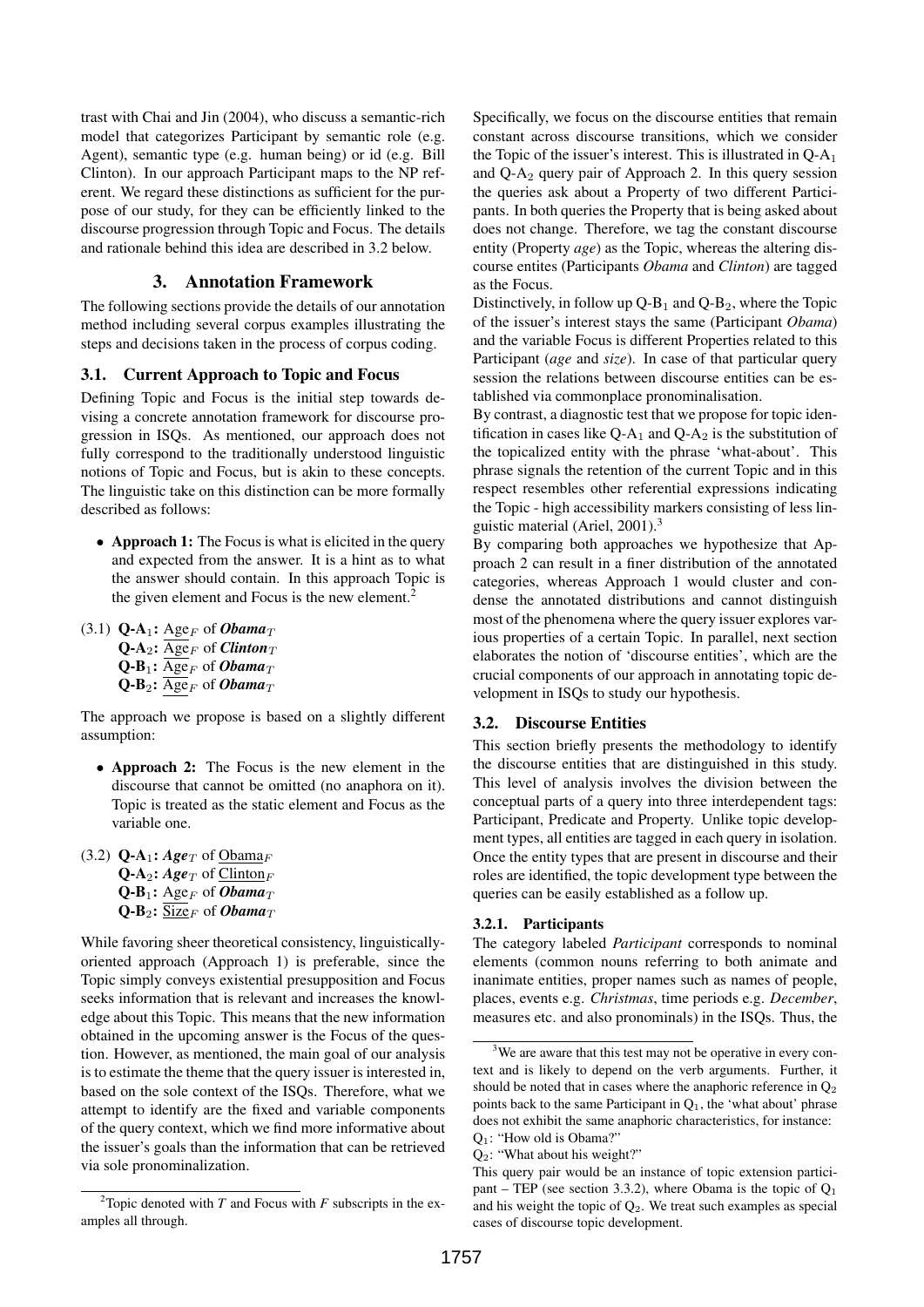trast with Chai and Jin (2004), who discuss a semantic-rich model that categorizes Participant by semantic role (e.g. Agent), semantic type (e.g. human being) or id (e.g. Bill Clinton). In our approach Participant maps to the NP referent. We regard these distinctions as sufficient for the purpose of our study, for they can be efficiently linked to the discourse progression through Topic and Focus. The details and rationale behind this idea are described in 3.2 below.

## 3. Annotation Framework

The following sections provide the details of our annotation method including several corpus examples illustrating the steps and decisions taken in the process of corpus coding.

### 3.1. Current Approach to Topic and Focus

Defining Topic and Focus is the initial step towards devising a concrete annotation framework for discourse progression in ISQs. As mentioned, our approach does not fully correspond to the traditionally understood linguistic notions of Topic and Focus, but is akin to these concepts. The linguistic take on this distinction can be more formally described as follows:

- **Approach 1:** The Focus is what is elicited in the query and expected from the answer. It is a hint as to what the answer should contain. In this approach Topic is the given element and Focus is the new element.[2]

(3.1) **Q-A$_1$:** $\underline{\text{Age}}_F$ of ***Obama***$_T$
**Q-A$_2$:** $\underline{\text{Age}}_F$ of ***Clinton***$_T$
**Q-B$_1$:** $\underline{\text{Age}}_F$ of ***Obama***$_T$
**Q-B$_2$:** $\underline{\text{Age}}_F$ of ***Obama***$_T$

The approach we propose is based on a slightly different assumption:

- **Approach 2:** The Focus is the new element in the discourse that cannot be omitted (no anaphora on it). Topic is treated as the static element and Focus as the variable one.

(3.2) **Q-A$_1$:** ***Age***$_T$ of $\underline{\text{Obama}}_F$
**Q-A$_2$:** ***Age***$_T$ of $\underline{\text{Clinton}}_F$
**Q-B$_1$:** $\underline{\text{Age}}_F$ of ***Obama***$_T$
**Q-B$_2$:** $\underline{\text{Size}}_F$ of ***Obama***$_T$

While favoring sheer theoretical consistency, linguistically-oriented approach (Approach 1) is preferable, since the Topic simply conveys existential presupposition and Focus seeks information that is relevant and increases the knowledge about this Topic. This means that the new information obtained in the upcoming answer is the Focus of the question. However, as mentioned, the main goal of our analysis is to estimate the theme that the query issuer is interested in, based on the sole context of the ISQs. Therefore, what we attempt to identify are the fixed and variable components of the query context, which we find more informative about the issuer's goals than the information that can be retrieved via sole pronominalization.

Specifically, we focus on the discourse entities that remain constant across discourse transitions, which we consider the Topic of the issuer's interest. This is illustrated in Q-A$_1$ and Q-A$_2$ query pair of Approach 2. In this query session the queries ask about a Property of two different Participants. In both queries the Property that is being asked about does not change. Therefore, we tag the constant discourse entity (Property *age*) as the Topic, whereas the altering discourse entites (Participants *Obama* and *Clinton*) are tagged as the Focus.

Distinctively, in follow up Q-B$_1$ and Q-B$_2$, where the Topic of the issuer's interest stays the same (Participant *Obama*) and the variable Focus is different Properties related to this Participant (*age* and *size*). In case of that particular query session the relations between discourse entities can be established via commonplace pronominalisation.

By contrast, a diagnostic test that we propose for topic identification in cases like Q-A$_1$ and Q-A$_2$ is the substitution of the topicalized entity with the phrase 'what-about'. This phrase signals the retention of the current Topic and in this respect resembles other referential expressions indicating the Topic - high accessibility markers consisting of less linguistic material (Ariel, 2001).[3]

By comparing both approaches we hypothesize that Approach 2 can result in a finer distribution of the annotated categories, whereas Approach 1 would cluster and condense the annotated distributions and cannot distinguish most of the phenomena where the query issuer explores various properties of a certain Topic. In parallel, next section elaborates the notion of 'discourse entities', which are the crucial components of our approach in annotating topic development in ISQs to study our hypothesis.

### 3.2. Discourse Entities

This section briefly presents the methodology to identify the discourse entities that are distinguished in this study. This level of analysis involves the division between the conceptual parts of a query into three interdependent tags: Participant, Predicate and Property. Unlike topic development types, all entities are tagged in each query in isolation. Once the entity types that are present in discourse and their roles are identified, the topic development type between the queries can be easily established as a follow up.

#### 3.2.1. Participants

The category labeled *Participant* corresponds to nominal elements (common nouns referring to both animate and inanimate entities, proper names such as names of people, places, events e.g. *Christmas*, time periods e.g. *December*, measures etc. and also pronominals) in the ISQs. Thus, the

---

[2] Topic denoted with *T* and Focus with *F* subscripts in the examples all through.

[3] We are aware that this test may not be operative in every context and is likely to depend on the verb arguments. Further, it should be noted that in cases where the anaphoric reference in Q$_2$ points back to the same Participant in Q$_1$, the 'what about' phrase does not exhibit the same anaphoric characteristics, for instance:
Q$_1$: "How old is Obama?"
Q$_2$: "What about his weight?"
This query pair would be an instance of topic extension participant – TEP (see section 3.3.2), where Obama is the topic of Q$_1$ and his weight the topic of Q$_2$. We treat such examples as special cases of discourse topic development.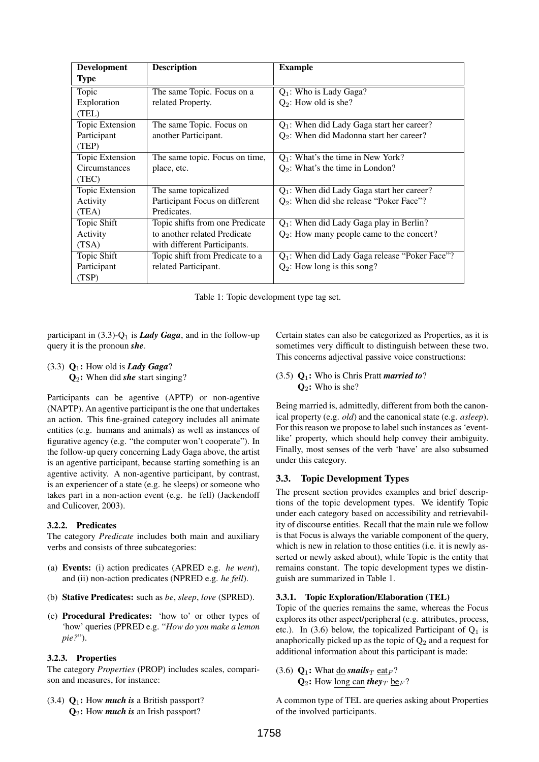| Development Type | Description | Example |
|---|---|---|
| Topic Exploration (TEL) | The same Topic. Focus on a related Property. | $Q_1$: Who is Lady Gaga? $Q_2$: How old is she? |
| Topic Extension Participant (TEP) | The same Topic. Focus on another Participant. | $Q_1$: When did Lady Gaga start her career? $Q_2$: When did Madonna start her career? |
| Topic Extension Circumstances (TEC) | The same topic. Focus on time, place, etc. | $Q_1$: What's the time in New York? $Q_2$: What's the time in London? |
| Topic Extension Activity (TEA) | The same topicalized Participant Focus on different Predicates. | $Q_1$: When did Lady Gaga start her career? $Q_2$: When did she release "Poker Face"? |
| Topic Shift Activity (TSA) | Topic shifts from one Predicate to another related Predicate with different Participants. | $Q_1$: When did Lady Gaga play in Berlin? $Q_2$: How many people came to the concert? |
| Topic Shift Participant (TSP) | Topic shift from Predicate to a related Participant. | $Q_1$: When did Lady Gaga release "Poker Face"? $Q_2$: How long is this song? |

Table 1: Topic development type tag set.

participant in (3.3)-$Q_1$ is ***Lady Gaga***, and in the follow-up query it is the pronoun ***she***.

(3.3) **$Q_1$:** How old is ***Lady Gaga***?
**$Q_2$:** When did ***she*** start singing?

Participants can be agentive (APTP) or non-agentive (NAPTP). An agentive participant is the one that undertakes an action. This fine-grained category includes all animate entities (e.g. humans and animals) as well as instances of figurative agency (e.g. "the computer won't cooperate"). In the follow-up query concerning Lady Gaga above, the artist is an agentive participant, because starting something is an agentive activity. A non-agentive participant, by contrast, is an experiencer of a state (e.g. he sleeps) or someone who takes part in a non-action event (e.g. he fell) (Jackendoff and Culicover, 2003).

#### 3.2.2. Predicates

The category *Predicate* includes both main and auxiliary verbs and consists of three subcategories:

(a) **Events:** (i) action predicates (APRED e.g. *he went*), and (ii) non-action predicates (NPRED e.g. *he fell*).

(b) **Stative Predicates:** such as *be*, *sleep*, *love* (SPRED).

(c) **Procedural Predicates:** 'how to' or other types of 'how' queries (PPRED e.g. "*How do you make a lemon pie?*").

#### 3.2.3. Properties

The category *Properties* (PROP) includes scales, comparison and measures, for instance:

(3.4) **$Q_1$:** How ***much is*** a British passport?
**$Q_2$:** How ***much is*** an Irish passport?

Certain states can also be categorized as Properties, as it is sometimes very difficult to distinguish between these two. This concerns adjectival passive voice constructions:

(3.5) **$Q_1$:** Who is Chris Pratt ***married to***?
**$Q_2$:** Who is she?

Being married is, admittedly, different from both the canonical property (e.g. *old*) and the canonical state (e.g. *asleep*). For this reason we propose to label such instances as 'event-like' property, which should help convey their ambiguity. Finally, most senses of the verb 'have' are also subsumed under this category.

### 3.3. Topic Development Types

The present section provides examples and brief descriptions of the topic development types. We identify Topic under each category based on accessibility and retrievability of discourse entities. Recall that the main rule we follow is that Focus is always the variable component of the query, which is new in relation to those entities (i.e. it is newly asserted or newly asked about), while Topic is the entity that remains constant. The topic development types we distinguish are summarized in Table 1.

#### 3.3.1. Topic Exploration/Elaboration (TEL)

Topic of the queries remains the same, whereas the Focus explores its other aspect/peripheral (e.g. attributes, process, etc.). In (3.6) below, the topicalized Participant of $Q_1$ is anaphorically picked up as the topic of $Q_2$ and a request for additional information about this participant is made:

(3.6) **$Q_1$:** What do ***snails***$_T$ eat$_F$?
**$Q_2$:** How long can ***they***$_T$ be$_F$?

A common type of TEL are queries asking about Properties of the involved participants.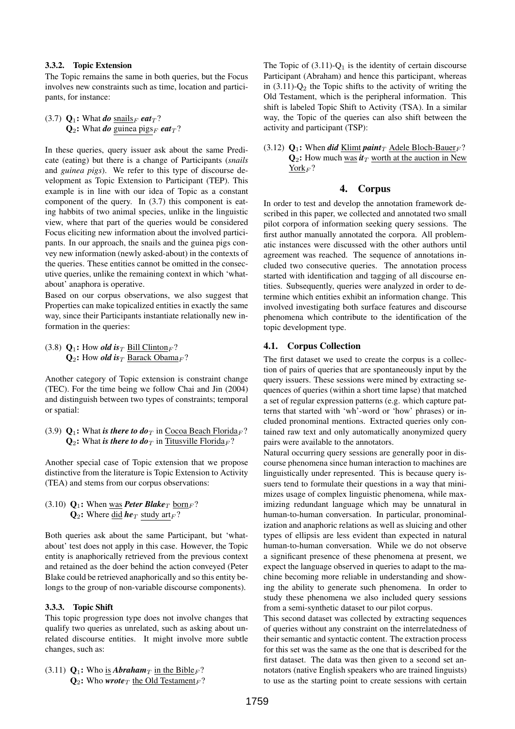#### 3.3.2. Topic Extension

The Topic remains the same in both queries, but the Focus involves new constraints such as time, location and participants, for instance:

(3.7) **Q$_1$:** What ***do*** snails$_F$ ***eat***$_T$?
**Q$_2$:** What ***do*** guinea pigs$_F$ ***eat***$_T$?

In these queries, query issuer ask about the same Predicate (eating) but there is a change of Participants (*snails* and *guinea pigs*). We refer to this type of discourse development as Topic Extension to Participant (TEP). This example is in line with our idea of Topic as a constant component of the query. In (3.7) this component is eating habbits of two animal species, unlike in the linguistic view, where that part of the queries would be considered Focus eliciting new information about the involved participants. In our approach, the snails and the guinea pigs convey new information (newly asked-about) in the contexts of the queries. These entities cannot be omitted in the consecutive queries, unlike the remaining context in which 'what-about' anaphora is operative.

Based on our corpus observations, we also suggest that Properties can make topicalized entities in exactly the same way, since their Participants instantiate relationally new information in the queries:

(3.8) **Q$_1$:** How ***old is***$_T$ Bill Clinton$_F$?
**Q$_2$:** How ***old is***$_T$ Barack Obama$_F$?

Another category of Topic extension is constraint change (TEC). For the time being we follow Chai and Jin (2004) and distinguish between two types of constraints; temporal or spatial:

(3.9) **Q$_1$:** What ***is there to do***$_T$ in Cocoa Beach Florida$_F$?
**Q$_2$:** What ***is there to do***$_T$ in Titusville Florida$_F$?

Another special case of Topic extension that we propose distinctive from the literature is Topic Extension to Activity (TEA) and stems from our corpus observations:

(3.10) **Q$_1$:** When was ***Peter Blake***$_T$ born$_F$?
**Q$_2$:** Where did ***he***$_T$ study art$_F$?

Both queries ask about the same Participant, but 'what-about' test does not apply in this case. However, the Topic entity is anaphorically retrieved from the previous context and retained as the doer behind the action conveyed (Peter Blake could be retrieved anaphorically and so this entity belongs to the group of non-variable discourse components).

#### 3.3.3. Topic Shift

This topic progression type does not involve changes that qualify two queries as unrelated, such as asking about unrelated discourse entities. It might involve more subtle changes, such as:

(3.11) **Q$_1$:** Who is ***Abraham***$_T$ in the Bible$_F$?
**Q$_2$:** Who ***wrote***$_T$ the Old Testament$_F$?

The Topic of (3.11)-Q$_1$ is the identity of certain discourse Participant (Abraham) and hence this participant, whereas in (3.11)-Q$_2$ the Topic shifts to the activity of writing the Old Testament, which is the peripheral information. This shift is labeled Topic Shift to Activity (TSA). In a similar way, the Topic of the queries can also shift between the activity and participant (TSP):

(3.12) **Q$_1$:** When ***did*** Klimt ***paint***$_T$ Adele Bloch-Bauer$_F$?
**Q$_2$:** How much was ***it***$_T$ worth at the auction in New York$_F$?

## 4. Corpus

In order to test and develop the annotation framework described in this paper, we collected and annotated two small pilot corpora of information seeking query sessions. The first author manually annotated the corpora. All problematic instances were discussed with the other authors until agreement was reached. The sequence of annotations included two consecutive queries. The annotation process started with identification and tagging of all discourse entities. Subsequently, queries were analyzed in order to determine which entities exhibit an information change. This involved investigating both surface features and discourse phenomena which contribute to the identification of the topic development type.

### 4.1. Corpus Collection

The first dataset we used to create the corpus is a collection of pairs of queries that are spontaneously input by the query issuers. These sessions were mined by extracting sequences of queries (within a short time lapse) that matched a set of regular expression patterns (e.g. which capture patterns that started with 'wh'-word or 'how' phrases) or included pronominal mentions. Extracted queries only contained raw text and only automatically anonymized query pairs were available to the annotators.

Natural occurring query sessions are generally poor in discourse phenomena since human interaction to machines are linguistically under represented. This is because query issuers tend to formulate their questions in a way that minimizes usage of complex linguistic phenomena, while maximizing redundant language which may be unnatural in human-to-human conversation. In particular, pronominalization and anaphoric relations as well as sluicing and other types of ellipsis are less evident than expected in natural human-to-human conversation. While we do not observe a significant presence of these phenomena at present, we expect the language observed in queries to adapt to the machine becoming more reliable in understanding and showing the ability to generate such phenomena. In order to study these phenomena we also included query sessions from a semi-synthetic dataset to our pilot corpus.

This second dataset was collected by extracting sequences of queries without any constraint on the interrelatedness of their semantic and syntactic content. The extraction process for this set was the same as the one that is described for the first dataset. The data was then given to a second set annotators (native English speakers who are trained linguists) to use as the starting point to create sessions with certain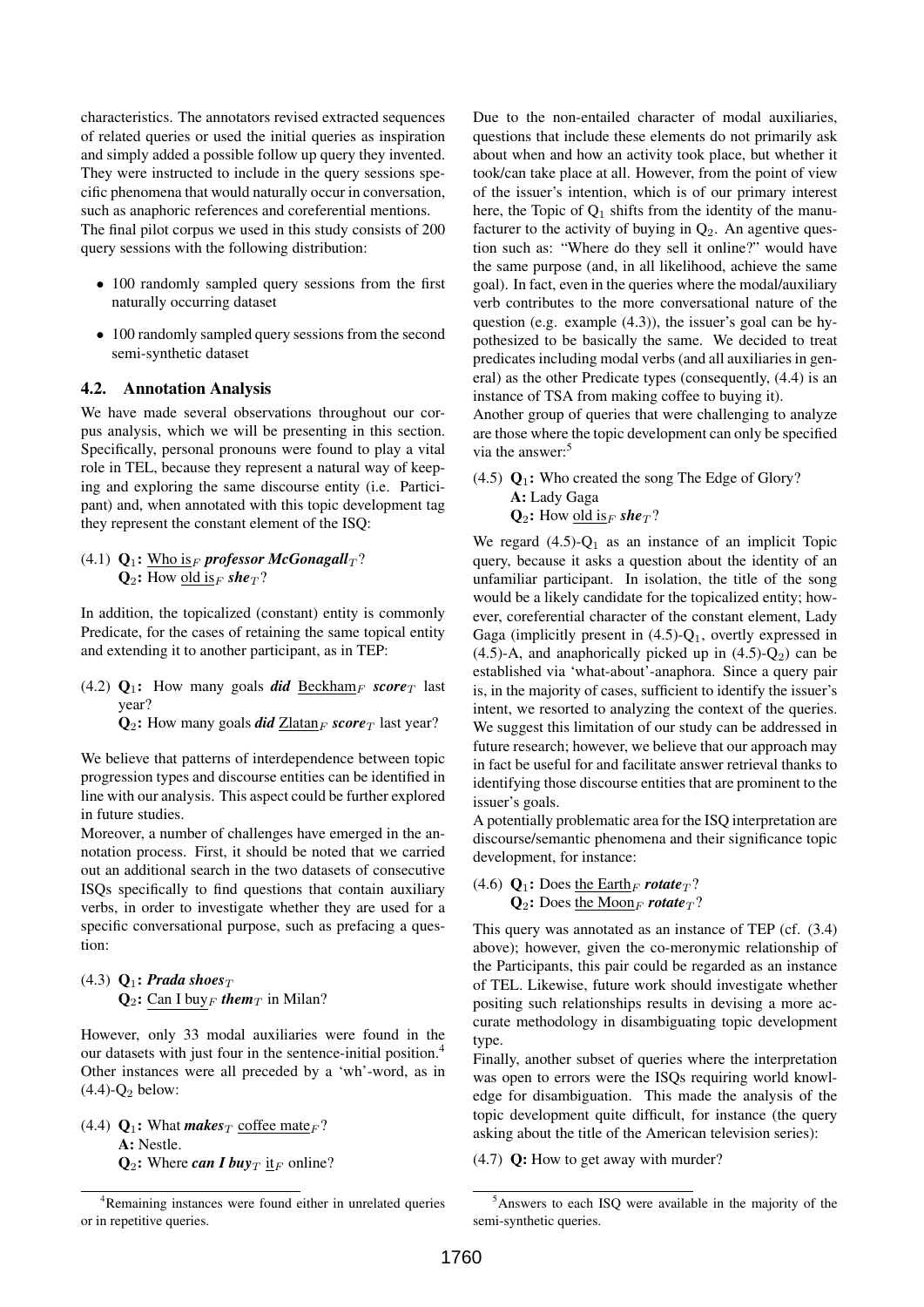characteristics. The annotators revised extracted sequences of related queries or used the initial queries as inspiration and simply added a possible follow up query they invented. They were instructed to include in the query sessions specific phenomena that would naturally occur in conversation, such as anaphoric references and coreferential mentions.
The final pilot corpus we used in this study consists of 200 query sessions with the following distribution:

- 100 randomly sampled query sessions from the first naturally occurring dataset
- 100 randomly sampled query sessions from the second semi-synthetic dataset

### 4.2. Annotation Analysis

We have made several observations throughout our corpus analysis, which we will be presenting in this section. Specifically, personal pronouns were found to play a vital role in TEL, because they represent a natural way of keeping and exploring the same discourse entity (i.e. Participant) and, when annotated with this topic development tag they represent the constant element of the ISQ:

(4.1) **$Q_1$:** <u>Who is</u>$_F$ ***professor McGonagall***$_T$?
**$Q_2$:** How <u>old is</u>$_F$ ***she***$_T$?

In addition, the topicalized (constant) entity is commonly Predicate, for the cases of retaining the same topical entity and extending it to another participant, as in TEP:

(4.2) **$Q_1$:** How many goals ***did*** <u>Beckham</u>$_F$ ***score***$_T$ last year?
**$Q_2$:** How many goals ***did*** <u>Zlatan</u>$_F$ ***score***$_T$ last year?

We believe that patterns of interdependence between topic progression types and discourse entities can be identified in line with our analysis. This aspect could be further explored in future studies.

Moreover, a number of challenges have emerged in the annotation process. First, it should be noted that we carried out an additional search in the two datasets of consecutive ISQs specifically to find questions that contain auxiliary verbs, in order to investigate whether they are used for a specific conversational purpose, such as prefacing a question:

(4.3) **$Q_1$:** ***Prada shoes***$_T$
**$Q_2$:** <u>Can I buy</u>$_F$ ***them***$_T$ in Milan?

However, only 33 modal auxiliaries were found in the our datasets with just four in the sentence-initial position.[4] Other instances were all preceded by a 'wh'-word, as in (4.4)-$Q_2$ below:

(4.4) **$Q_1$:** What ***makes***$_T$ <u>coffee mate</u>$_F$?
**A:** Nestle.
**$Q_2$:** Where ***can I buy***$_T$ <u>it</u>$_F$ online?

[4] Remaining instances were found either in unrelated queries or in repetitive queries.

Due to the non-entailed character of modal auxiliaries, questions that include these elements do not primarily ask about when and how an activity took place, but whether it took/can take place at all. However, from the point of view of the issuer's intention, which is of our primary interest here, the Topic of $Q_1$ shifts from the identity of the manufacturer to the activity of buying in $Q_2$. An agentive question such as: "Where do they sell it online?" would have the same purpose (and, in all likelihood, achieve the same goal). In fact, even in the queries where the modal/auxiliary verb contributes to the more conversational nature of the question (e.g. example (4.3)), the issuer's goal can be hypothesized to be basically the same. We decided to treat predicates including modal verbs (and all auxiliaries in general) as the other Predicate types (consequently, (4.4) is an instance of TSA from making coffee to buying it).
Another group of queries that were challenging to analyze are those where the topic development can only be specified via the answer:[5]

(4.5) **$Q_1$:** Who created the song The Edge of Glory?
**A:** Lady Gaga
**$Q_2$:** How <u>old is</u>$_F$ ***she***$_T$?

We regard (4.5)-$Q_1$ as an instance of an implicit Topic query, because it asks a question about the identity of an unfamiliar participant. In isolation, the title of the song would be a likely candidate for the topicalized entity; however, coreferential character of the constant element, Lady Gaga (implicitly present in (4.5)-$Q_1$, overtly expressed in (4.5)-A, and anaphorically picked up in (4.5)-$Q_2$) can be established via 'what-about'-anaphora. Since a query pair is, in the majority of cases, sufficient to identify the issuer's intent, we resorted to analyzing the context of the queries. We suggest this limitation of our study can be addressed in future research; however, we believe that our approach may in fact be useful for and facilitate answer retrieval thanks to identifying those discourse entities that are prominent to the issuer's goals.
A potentially problematic area for the ISQ interpretation are discourse/semantic phenomena and their significance topic development, for instance:

(4.6) **$Q_1$:** Does <u>the Earth</u>$_F$ ***rotate***$_T$?
**$Q_2$:** Does <u>the Moon</u>$_F$ ***rotate***$_T$?

This query was annotated as an instance of TEP (cf. (3.4) above); however, given the co-meronymic relationship of the Participants, this pair could be regarded as an instance of TEL. Likewise, future work should investigate whether positing such relationships results in devising a more accurate methodology in disambiguating topic development type.
Finally, another subset of queries where the interpretation was open to errors were the ISQs requiring world knowledge for disambiguation. This made the analysis of the topic development quite difficult, for instance (the query asking about the title of the American television series):

(4.7) **Q:** How to get away with murder?

[5] Answers to each ISQ were available in the majority of the semi-synthetic queries.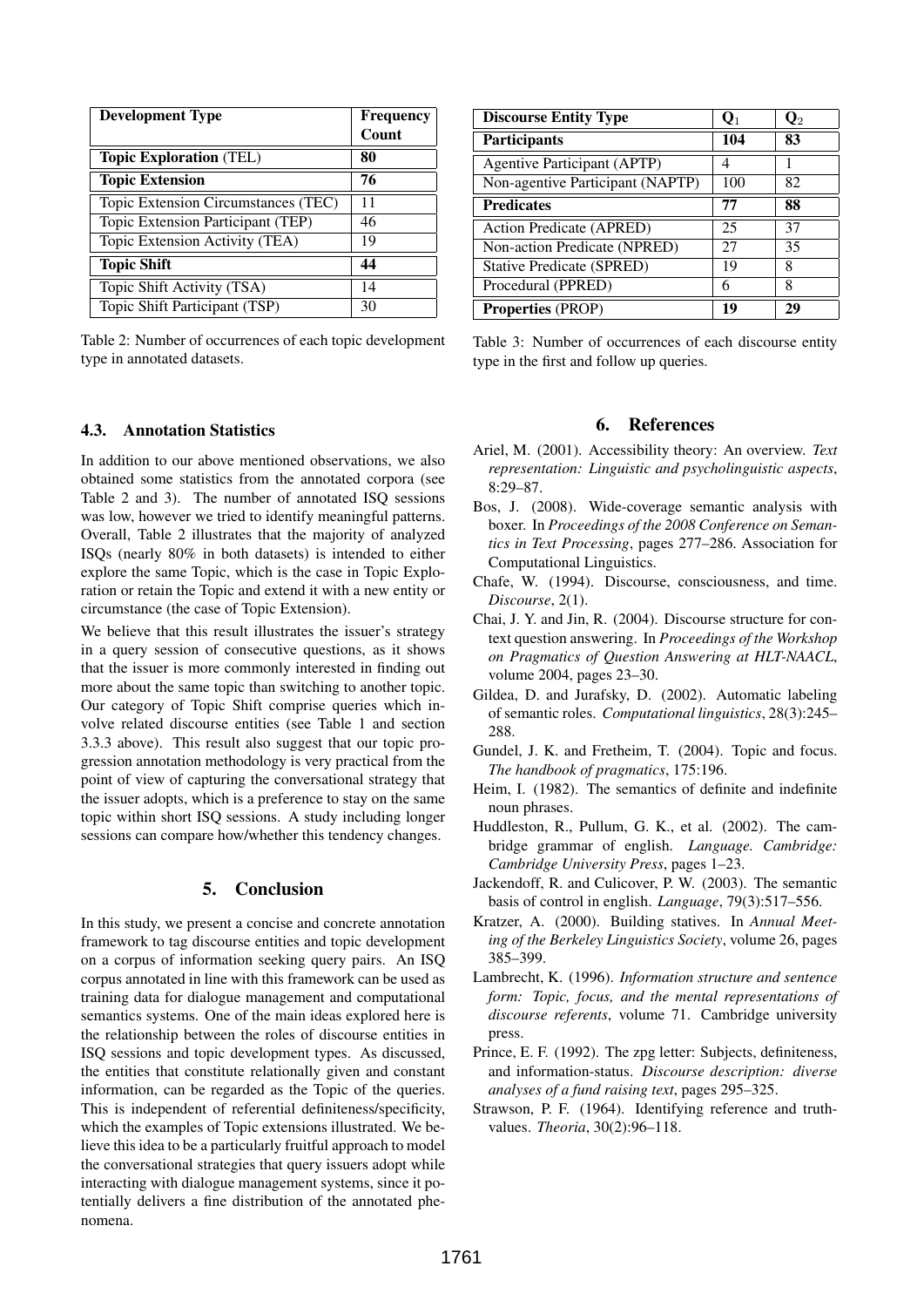| Development Type | Frequency Count |
| --- | --- |
| **Topic Exploration** (TEL) | **80** |
| **Topic Extension** | **76** |
| Topic Extension Circumstances (TEC) | 11 |
| Topic Extension Participant (TEP) | 46 |
| Topic Extension Activity (TEA) | 19 |
| **Topic Shift** | **44** |
| Topic Shift Activity (TSA) | 14 |
| Topic Shift Participant (TSP) | 30 |

Table 2: Number of occurrences of each topic development type in annotated datasets.

| Discourse Entity Type | $Q_1$ | $Q_2$ |
| --- | --- | --- |
| **Participants** | **104** | **83** |
| Agentive Participant (APTP) | 4 | 1 |
| Non-agentive Participant (NAPTP) | 100 | 82 |
| **Predicates** | **77** | **88** |
| Action Predicate (APRED) | 25 | 37 |
| Non-action Predicate (NPRED) | 27 | 35 |
| Stative Predicate (SPRED) | 19 | 8 |
| Procedural (PPRED) | 6 | 8 |
| **Properties** (PROP) | **19** | **29** |

Table 3: Number of occurrences of each discourse entity type in the first and follow up queries.

### 4.3. Annotation Statistics

In addition to our above mentioned observations, we also obtained some statistics from the annotated corpora (see Table 2 and 3). The number of annotated ISQ sessions was low, however we tried to identify meaningful patterns. Overall, Table 2 illustrates that the majority of analyzed ISQs (nearly 80% in both datasets) is intended to either explore the same Topic, which is the case in Topic Exploration or retain the Topic and extend it with a new entity or circumstance (the case of Topic Extension).

We believe that this result illustrates the issuer's strategy in a query session of consecutive questions, as it shows that the issuer is more commonly interested in finding out more about the same topic than switching to another topic. Our category of Topic Shift comprise queries which involve related discourse entities (see Table 1 and section 3.3.3 above). This result also suggest that our topic progression annotation methodology is very practical from the point of view of capturing the conversational strategy that the issuer adopts, which is a preference to stay on the same topic within short ISQ sessions. A study including longer sessions can compare how/whether this tendency changes.

## 5. Conclusion

In this study, we present a concise and concrete annotation framework to tag discourse entities and topic development on a corpus of information seeking query pairs. An ISQ corpus annotated in line with this framework can be used as training data for dialogue management and computational semantics systems. One of the main ideas explored here is the relationship between the roles of discourse entities in ISQ sessions and topic development types. As discussed, the entities that constitute relationally given and constant information, can be regarded as the Topic of the queries. This is independent of referential definiteness/specificity, which the examples of Topic extensions illustrated. We believe this idea to be a particularly fruitful approach to model the conversational strategies that query issuers adopt while interacting with dialogue management systems, since it potentially delivers a fine distribution of the annotated phenomena.

## 6. References

Ariel, M. (2001). Accessibility theory: An overview. *Text representation: Linguistic and psycholinguistic aspects*, 8:29–87.

Bos, J. (2008). Wide-coverage semantic analysis with boxer. In *Proceedings of the 2008 Conference on Semantics in Text Processing*, pages 277–286. Association for Computational Linguistics.

Chafe, W. (1994). Discourse, consciousness, and time. *Discourse*, 2(1).

Chai, J. Y. and Jin, R. (2004). Discourse structure for context question answering. In *Proceedings of the Workshop on Pragmatics of Question Answering at HLT-NAACL*, volume 2004, pages 23–30.

Gildea, D. and Jurafsky, D. (2002). Automatic labeling of semantic roles. *Computational linguistics*, 28(3):245–288.

Gundel, J. K. and Fretheim, T. (2004). Topic and focus. *The handbook of pragmatics*, 175:196.

Heim, I. (1982). The semantics of definite and indefinite noun phrases.

Huddleston, R., Pullum, G. K., et al. (2002). The cambridge grammar of english. *Language. Cambridge: Cambridge University Press*, pages 1–23.

Jackendoff, R. and Culicover, P. W. (2003). The semantic basis of control in english. *Language*, 79(3):517–556.

Kratzer, A. (2000). Building statives. In *Annual Meeting of the Berkeley Linguistics Society*, volume 26, pages 385–399.

Lambrecht, K. (1996). *Information structure and sentence form: Topic, focus, and the mental representations of discourse referents*, volume 71. Cambridge university press.

Prince, E. F. (1992). The zpg letter: Subjects, definiteness, and information-status. *Discourse description: diverse analyses of a fund raising text*, pages 295–325.

Strawson, P. F. (1964). Identifying reference and truth-values. *Theoria*, 30(2):96–118.